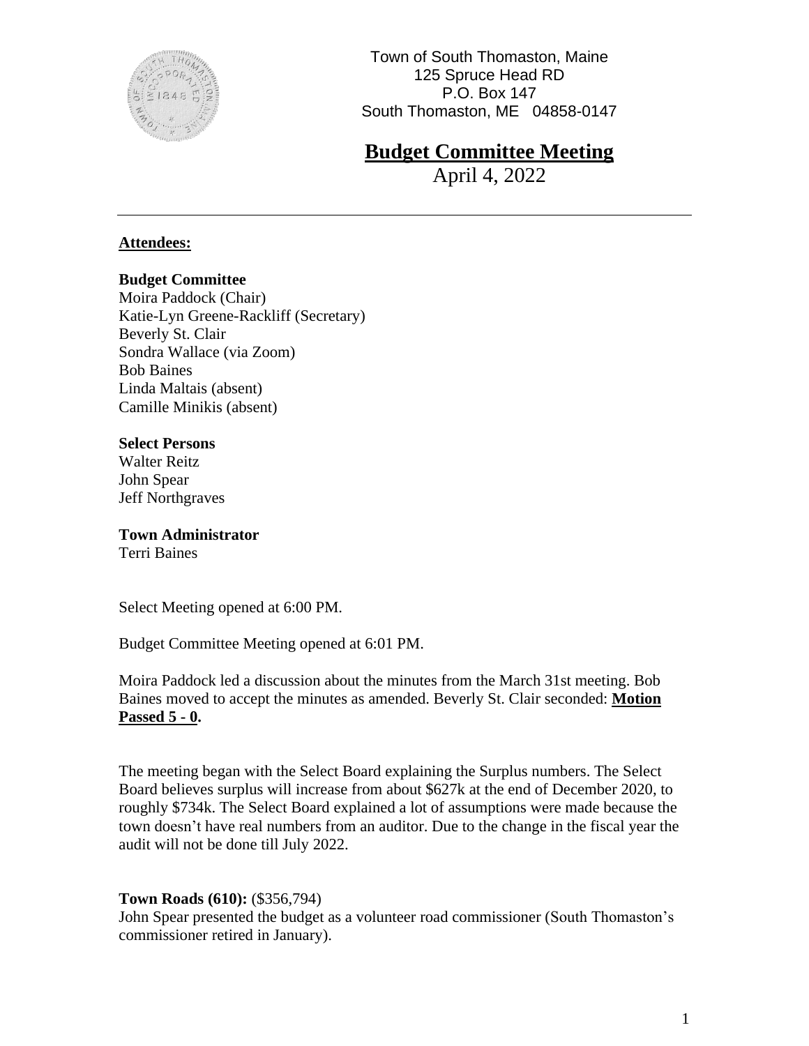Town of South Thomaston, Maine
125 Spruce Head RD
P.O. Box 147
South Thomaston, ME 04858-0147

# Budget Committee Meeting

April 4, 2022

---

**Attendees:**

**Budget Committee**
Moira Paddock (Chair)
Katie-Lyn Greene-Rackliff (Secretary)
Beverly St. Clair
Sondra Wallace (via Zoom)
Bob Baines
Linda Maltais (absent)
Camille Minikis (absent)

**Select Persons**
Walter Reitz
John Spear
Jeff Northgraves

**Town Administrator**
Terri Baines

Select Meeting opened at 6:00 PM.

Budget Committee Meeting opened at 6:01 PM.

Moira Paddock led a discussion about the minutes from the March 31st meeting. Bob Baines moved to accept the minutes as amended. Beverly St. Clair seconded: **Motion Passed 5 - 0.**

The meeting began with the Select Board explaining the Surplus numbers. The Select Board believes surplus will increase from about $627k at the end of December 2020, to roughly $734k. The Select Board explained a lot of assumptions were made because the town doesn't have real numbers from an auditor. Due to the change in the fiscal year the audit will not be done till July 2022.

**Town Roads (610):** ($356,794)
John Spear presented the budget as a volunteer road commissioner (South Thomaston's commissioner retired in January).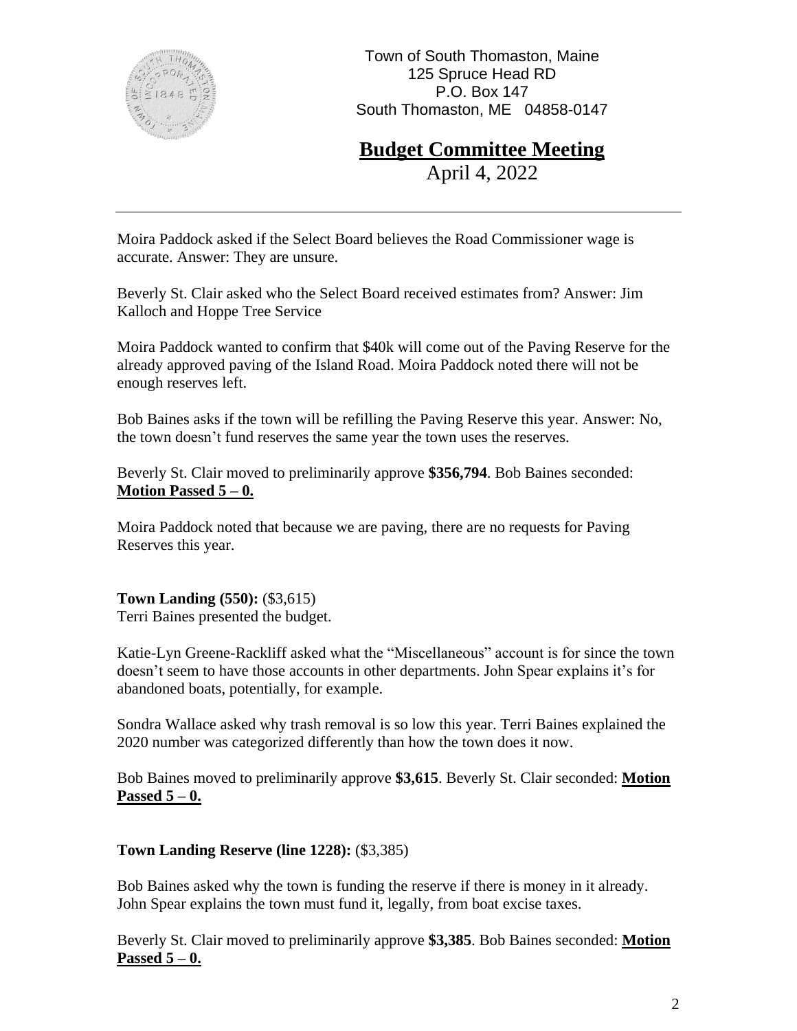Town of South Thomaston, Maine
125 Spruce Head RD
P.O. Box 147
South Thomaston, ME 04858-0147

# Budget Committee Meeting

April 4, 2022

---

Moira Paddock asked if the Select Board believes the Road Commissioner wage is accurate. Answer: They are unsure.

Beverly St. Clair asked who the Select Board received estimates from? Answer: Jim Kalloch and Hoppe Tree Service

Moira Paddock wanted to confirm that $40k will come out of the Paving Reserve for the already approved paving of the Island Road. Moira Paddock noted there will not be enough reserves left.

Bob Baines asks if the town will be refilling the Paving Reserve this year. Answer: No, the town doesn't fund reserves the same year the town uses the reserves.

Beverly St. Clair moved to preliminarily approve **$356,794**. Bob Baines seconded: **Motion Passed 5 – 0.**

Moira Paddock noted that because we are paving, there are no requests for Paving Reserves this year.

**Town Landing (550):** ($3,615)
Terri Baines presented the budget.

Katie-Lyn Greene-Rackliff asked what the "Miscellaneous" account is for since the town doesn't seem to have those accounts in other departments. John Spear explains it's for abandoned boats, potentially, for example.

Sondra Wallace asked why trash removal is so low this year. Terri Baines explained the 2020 number was categorized differently than how the town does it now.

Bob Baines moved to preliminarily approve **$3,615**. Beverly St. Clair seconded: **Motion Passed 5 – 0.**

**Town Landing Reserve (line 1228):** ($3,385)

Bob Baines asked why the town is funding the reserve if there is money in it already. John Spear explains the town must fund it, legally, from boat excise taxes.

Beverly St. Clair moved to preliminarily approve **$3,385**. Bob Baines seconded: **Motion Passed 5 – 0.**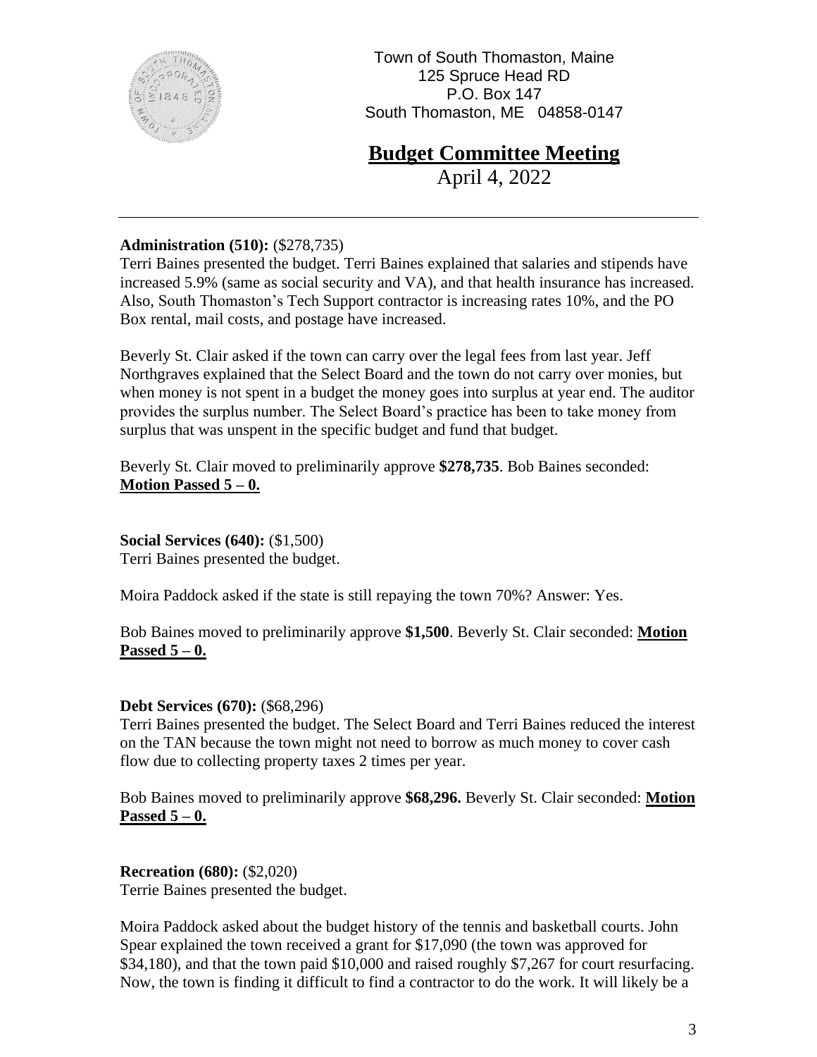Town of South Thomaston, Maine
125 Spruce Head RD
P.O. Box 147
South Thomaston, ME 04858-0147

# Budget Committee Meeting

April 4, 2022

---

**Administration (510):** ($278,735)
Terri Baines presented the budget. Terri Baines explained that salaries and stipends have increased 5.9% (same as social security and VA), and that health insurance has increased. Also, South Thomaston's Tech Support contractor is increasing rates 10%, and the PO Box rental, mail costs, and postage have increased.

Beverly St. Clair asked if the town can carry over the legal fees from last year. Jeff Northgraves explained that the Select Board and the town do not carry over monies, but when money is not spent in a budget the money goes into surplus at year end. The auditor provides the surplus number. The Select Board's practice has been to take money from surplus that was unspent in the specific budget and fund that budget.

Beverly St. Clair moved to preliminarily approve **$278,735**. Bob Baines seconded: **Motion Passed 5 – 0.**

**Social Services (640):** ($1,500)
Terri Baines presented the budget.

Moira Paddock asked if the state is still repaying the town 70%? Answer: Yes.

Bob Baines moved to preliminarily approve **$1,500**. Beverly St. Clair seconded: **Motion Passed 5 – 0.**

**Debt Services (670):** ($68,296)
Terri Baines presented the budget. The Select Board and Terri Baines reduced the interest on the TAN because the town might not need to borrow as much money to cover cash flow due to collecting property taxes 2 times per year.

Bob Baines moved to preliminarily approve **$68,296.** Beverly St. Clair seconded: **Motion Passed 5 – 0.**

**Recreation (680):** ($2,020)
Terrie Baines presented the budget.

Moira Paddock asked about the budget history of the tennis and basketball courts. John Spear explained the town received a grant for $17,090 (the town was approved for $34,180), and that the town paid $10,000 and raised roughly $7,267 for court resurfacing. Now, the town is finding it difficult to find a contractor to do the work. It will likely be a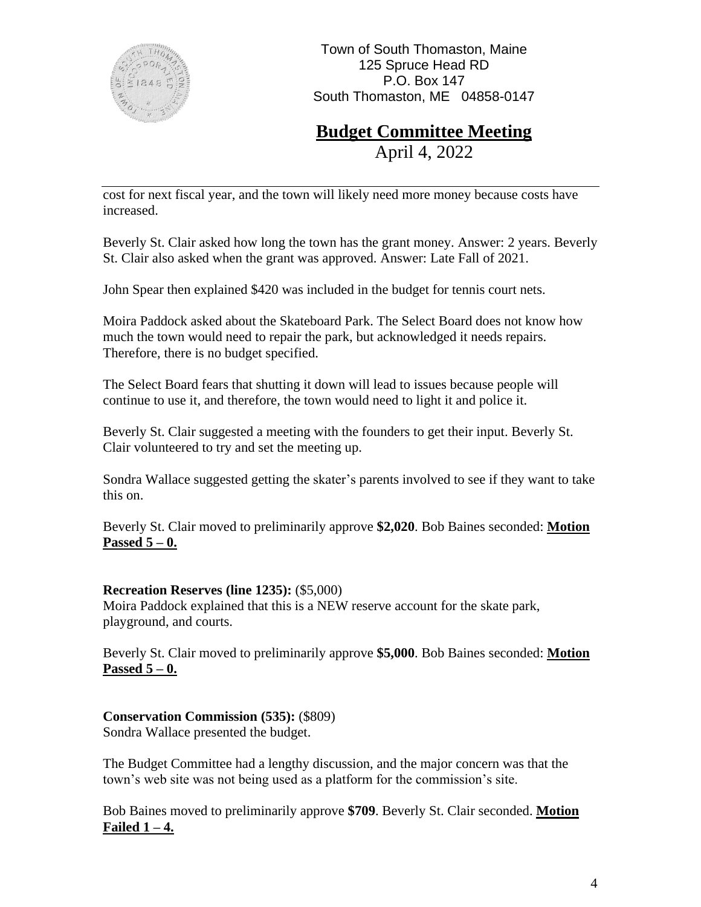cost for next fiscal year, and the town will likely need more money because costs have increased.

Beverly St. Clair asked how long the town has the grant money. Answer: 2 years. Beverly St. Clair also asked when the grant was approved. Answer: Late Fall of 2021.

John Spear then explained $420 was included in the budget for tennis court nets.

Moira Paddock asked about the Skateboard Park. The Select Board does not know how much the town would need to repair the park, but acknowledged it needs repairs. Therefore, there is no budget specified.

The Select Board fears that shutting it down will lead to issues because people will continue to use it, and therefore, the town would need to light it and police it.

Beverly St. Clair suggested a meeting with the founders to get their input. Beverly St. Clair volunteered to try and set the meeting up.

Sondra Wallace suggested getting the skater's parents involved to see if they want to take this on.

Beverly St. Clair moved to preliminarily approve **$2,020**. Bob Baines seconded: **Motion Passed 5 – 0.**

**Recreation Reserves (line 1235):** ($5,000)
Moira Paddock explained that this is a NEW reserve account for the skate park, playground, and courts.

Beverly St. Clair moved to preliminarily approve **$5,000**. Bob Baines seconded: **Motion Passed 5 – 0.**

**Conservation Commission (535):** ($809)
Sondra Wallace presented the budget.

The Budget Committee had a lengthy discussion, and the major concern was that the town's web site was not being used as a platform for the commission's site.

Bob Baines moved to preliminarily approve **$709**. Beverly St. Clair seconded. **Motion Failed 1 – 4.**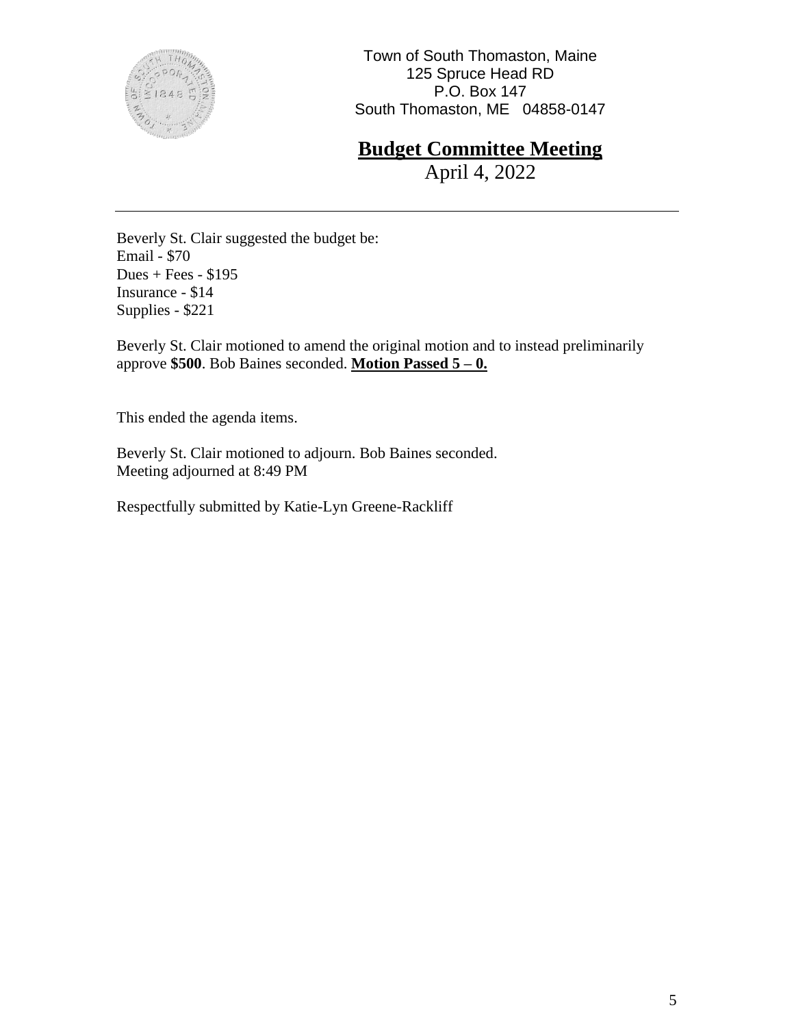Town of South Thomaston, Maine
125 Spruce Head RD
P.O. Box 147
South Thomaston, ME 04858-0147

# Budget Committee Meeting

April 4, 2022

---

Beverly St. Clair suggested the budget be:
Email - $70
Dues + Fees - $195
Insurance - $14
Supplies - $221

Beverly St. Clair motioned to amend the original motion and to instead preliminarily approve **$500**. Bob Baines seconded. **Motion Passed 5 – 0.**

This ended the agenda items.

Beverly St. Clair motioned to adjourn. Bob Baines seconded.
Meeting adjourned at 8:49 PM

Respectfully submitted by Katie-Lyn Greene-Rackliff